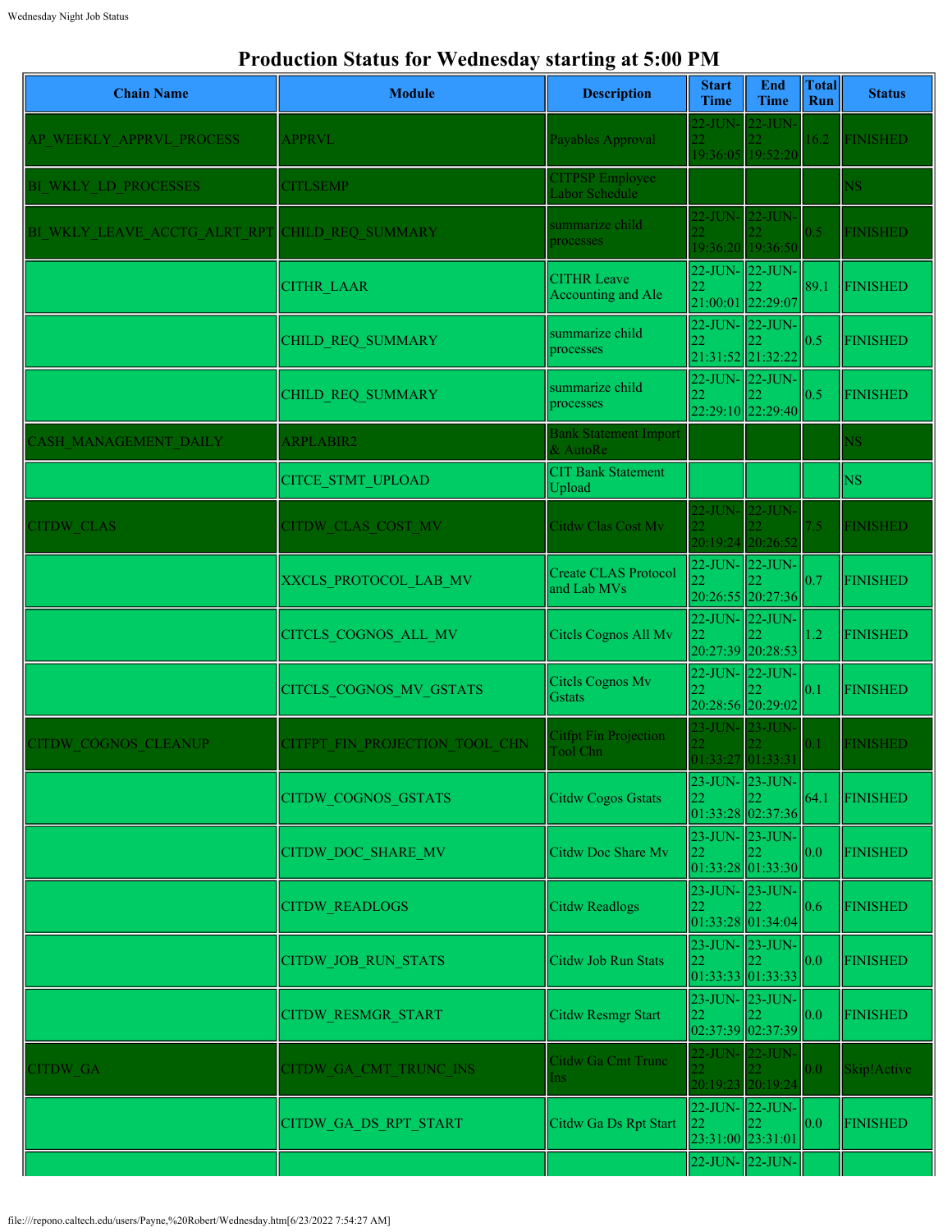# Production Status for Wednesday starting at 5:00 PM

| Chain Name | Module | Description | Start Time | End Time | Total Run | Status |
|---|---|---|---|---|---|---|
| AP_WEEKLY_APPRVL_PROCESS | APPRVL | Payables Approval | 22-JUN-22 19:36:05 | 22-JUN-22 19:52:20 | 16.2 | FINISHED |
| BI_WKLY_LD_PROCESSES | CITLSEMP | CITPSP Employee Labor Schedule | | | | NS |
| BI_WKLY_LEAVE_ACCTG_ALRT_RPT | CHILD_REQ_SUMMARY | summarize child processes | 22-JUN-22 19:36:20 | 22-JUN-22 19:36:50 | 0.5 | FINISHED |
| | CITHR_LAAR | CITHR Leave Accounting and Ale | 22-JUN-22 21:00:01 | 22-JUN-22 22:29:07 | 89.1 | FINISHED |
| | CHILD_REQ_SUMMARY | summarize child processes | 22-JUN-22 21:31:52 | 22-JUN-22 21:32:22 | 0.5 | FINISHED |
| | CHILD_REQ_SUMMARY | summarize child processes | 22-JUN-22 22:29:10 | 22-JUN-22 22:29:40 | 0.5 | FINISHED |
| CASH_MANAGEMENT_DAILY | ARPLABIR2 | Bank Statement Import & AutoRe | | | | NS |
| | CITCE_STMT_UPLOAD | CIT Bank Statement Upload | | | | NS |
| CITDW_CLAS | CITDW_CLAS_COST_MV | Citdw Clas Cost Mv | 22-JUN-22 20:19:24 | 22-JUN-22 20:26:52 | 7.5 | FINISHED |
| | XXCLS_PROTOCOL_LAB_MV | Create CLAS Protocol and Lab MVs | 22-JUN-22 20:26:55 | 22-JUN-22 20:27:36 | 0.7 | FINISHED |
| | CITCLS_COGNOS_ALL_MV | Citcls Cognos All Mv | 22-JUN-22 20:27:39 | 22-JUN-22 20:28:53 | 1.2 | FINISHED |
| | CITCLS_COGNOS_MV_GSTATS | Citcls Cognos Mv Gstats | 22-JUN-22 20:28:56 | 22-JUN-22 20:29:02 | 0.1 | FINISHED |
| CITDW_COGNOS_CLEANUP | CITFPT_FIN_PROJECTION_TOOL_CHN | Citfpt Fin Projection Tool Chn | 23-JUN-22 01:33:27 | 23-JUN-22 01:33:31 | 0.1 | FINISHED |
| | CITDW_COGNOS_GSTATS | Citdw Cogos Gstats | 23-JUN-22 01:33:28 | 23-JUN-22 02:37:36 | 64.1 | FINISHED |
| | CITDW_DOC_SHARE_MV | Citdw Doc Share Mv | 23-JUN-22 01:33:28 | 23-JUN-22 01:33:30 | 0.0 | FINISHED |
| | CITDW_READLOGS | Citdw Readlogs | 23-JUN-22 01:33:28 | 23-JUN-22 01:34:04 | 0.6 | FINISHED |
| | CITDW_JOB_RUN_STATS | Citdw Job Run Stats | 23-JUN-22 01:33:33 | 23-JUN-22 01:33:33 | 0.0 | FINISHED |
| | CITDW_RESMGR_START | Citdw Resmgr Start | 23-JUN-22 02:37:39 | 23-JUN-22 02:37:39 | 0.0 | FINISHED |
| CITDW_GA | CITDW_GA_CMT_TRUNC_INS | Citdw Ga Cmt Trunc Ins | 22-JUN-22 20:19:23 | 22-JUN-22 20:19:24 | 0.0 | Skip!Active |
| | CITDW_GA_DS_RPT_START | Citdw Ga Ds Rpt Start | 22-JUN-22 23:31:00 | 22-JUN-22 23:31:01 | 0.0 | FINISHED |
| | | | 22-JUN- | 22-JUN- | | |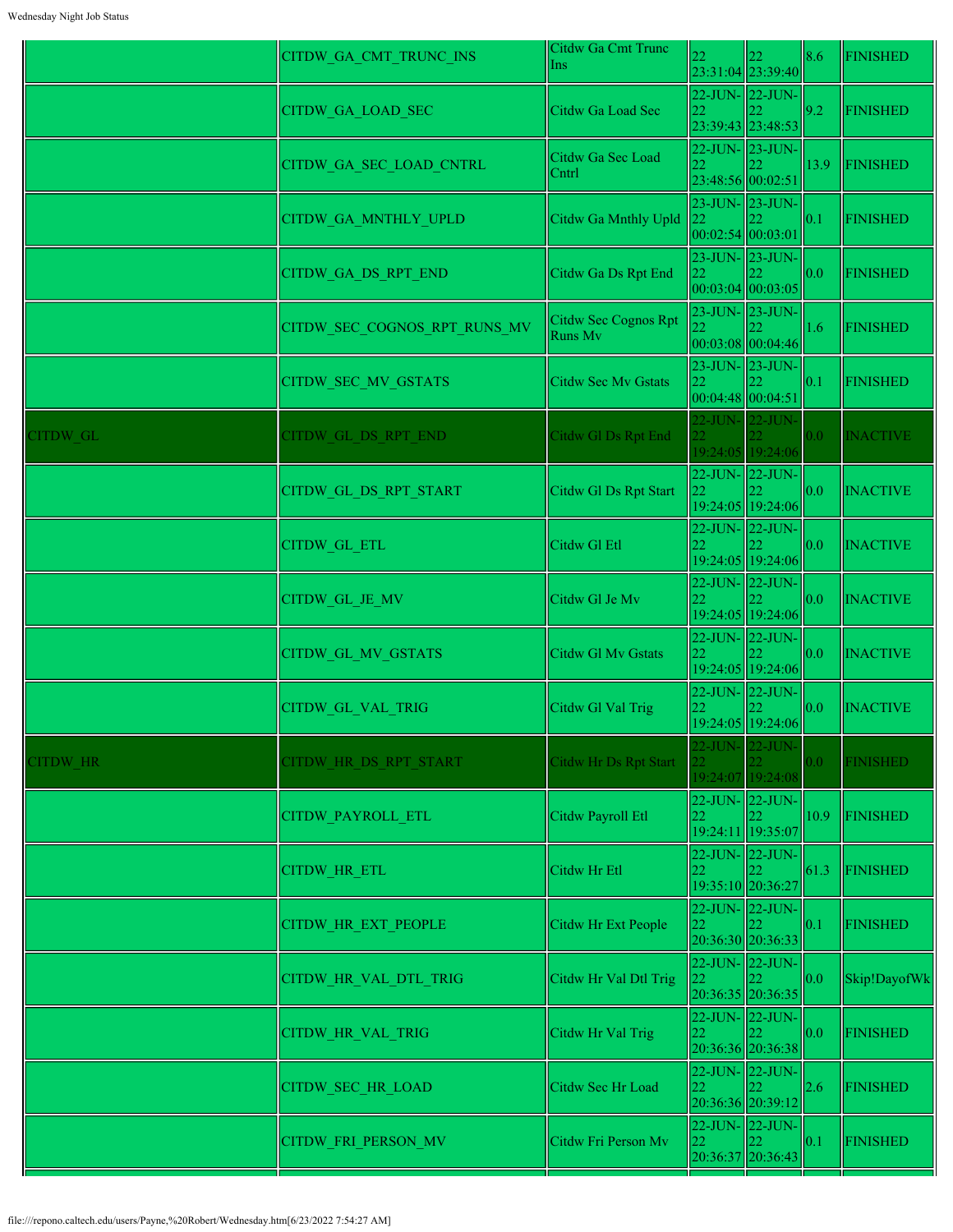| | | | | | | |
|---|---|---|---|---|---|---|
| | CITDW_GA_CMT_TRUNC_INS | Citdw Ga Cmt Trunc Ins | 22 23:31:04 | 22 23:39:40 | 8.6 | FINISHED |
| | CITDW_GA_LOAD_SEC | Citdw Ga Load Sec | 22-JUN-22 23:39:43 | 22-JUN-22 23:48:53 | 9.2 | FINISHED |
| | CITDW_GA_SEC_LOAD_CNTRL | Citdw Ga Sec Load Cntrl | 22-JUN-22 23:48:56 | 23-JUN-22 00:02:51 | 13.9 | FINISHED |
| | CITDW_GA_MNTHLY_UPLD | Citdw Ga Mnthly Upld | 23-JUN-22 00:02:54 | 23-JUN-22 00:03:01 | 0.1 | FINISHED |
| | CITDW_GA_DS_RPT_END | Citdw Ga Ds Rpt End | 23-JUN-22 00:03:04 | 23-JUN-22 00:03:05 | 0.0 | FINISHED |
| | CITDW_SEC_COGNOS_RPT_RUNS_MV | Citdw Sec Cognos Rpt Runs Mv | 23-JUN-22 00:03:08 | 23-JUN-22 00:04:46 | 1.6 | FINISHED |
| | CITDW_SEC_MV_GSTATS | Citdw Sec Mv Gstats | 23-JUN-22 00:04:48 | 23-JUN-22 00:04:51 | 0.1 | FINISHED |
| CITDW_GL | CITDW_GL_DS_RPT_END | Citdw Gl Ds Rpt End | 22-JUN-22 19:24:05 | 22-JUN-22 19:24:06 | 0.0 | INACTIVE |
| | CITDW_GL_DS_RPT_START | Citdw Gl Ds Rpt Start | 22-JUN-22 19:24:05 | 22-JUN-22 19:24:06 | 0.0 | INACTIVE |
| | CITDW_GL_ETL | Citdw Gl Etl | 22-JUN-22 19:24:05 | 22-JUN-22 19:24:06 | 0.0 | INACTIVE |
| | CITDW_GL_JE_MV | Citdw Gl Je Mv | 22-JUN-22 19:24:05 | 22-JUN-22 19:24:06 | 0.0 | INACTIVE |
| | CITDW_GL_MV_GSTATS | Citdw Gl Mv Gstats | 22-JUN-22 19:24:05 | 22-JUN-22 19:24:06 | 0.0 | INACTIVE |
| | CITDW_GL_VAL_TRIG | Citdw Gl Val Trig | 22-JUN-22 19:24:05 | 22-JUN-22 19:24:06 | 0.0 | INACTIVE |
| CITDW_HR | CITDW_HR_DS_RPT_START | Citdw Hr Ds Rpt Start | 22-JUN-22 19:24:07 | 22-JUN-22 19:24:08 | 0.0 | FINISHED |
| | CITDW_PAYROLL_ETL | Citdw Payroll Etl | 22-JUN-22 19:24:11 | 22-JUN-22 19:35:07 | 10.9 | FINISHED |
| | CITDW_HR_ETL | Citdw Hr Etl | 22-JUN-22 19:35:10 | 22-JUN-22 20:36:27 | 61.3 | FINISHED |
| | CITDW_HR_EXT_PEOPLE | Citdw Hr Ext People | 22-JUN-22 20:36:30 | 22-JUN-22 20:36:33 | 0.1 | FINISHED |
| | CITDW_HR_VAL_DTL_TRIG | Citdw Hr Val Dtl Trig | 22-JUN-22 20:36:35 | 22-JUN-22 20:36:35 | 0.0 | Skip!DayofWk |
| | CITDW_HR_VAL_TRIG | Citdw Hr Val Trig | 22-JUN-22 20:36:36 | 22-JUN-22 20:36:38 | 0.0 | FINISHED |
| | CITDW_SEC_HR_LOAD | Citdw Sec Hr Load | 22-JUN-22 20:36:36 | 22-JUN-22 20:39:12 | 2.6 | FINISHED |
| | CITDW_FRI_PERSON_MV | Citdw Fri Person Mv | 22-JUN-22 20:36:37 | 22-JUN-22 20:36:43 | 0.1 | FINISHED |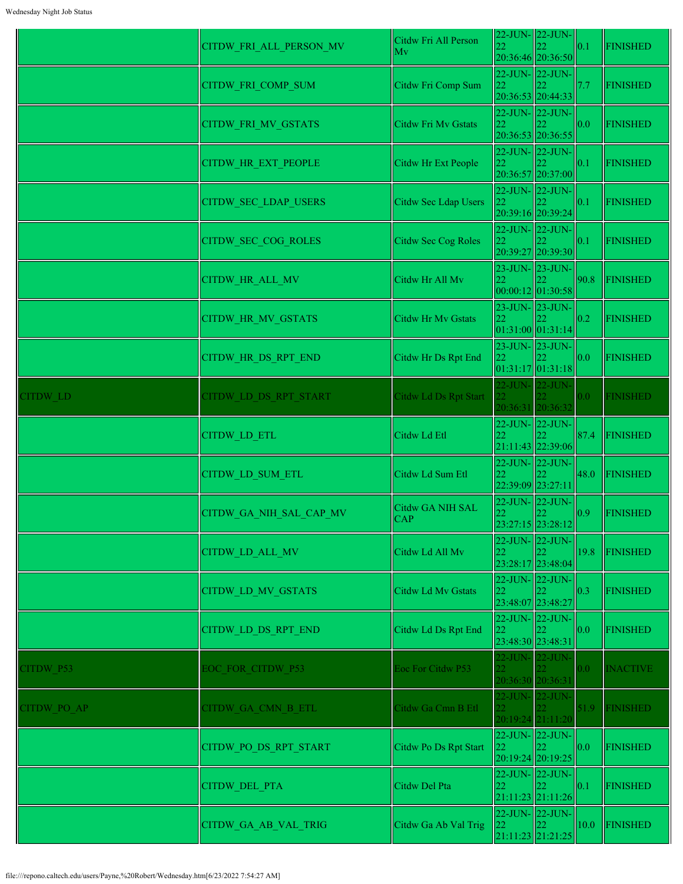|  |  |  |  |  |  |  |
|---|---|---|---|---|---|---|
|  | CITDW_FRI_ALL_PERSON_MV | Citdw Fri All Person Mv | 22-JUN-22 20:36:46 | 22-JUN-22 20:36:50 | 0.1 | FINISHED |
|  | CITDW_FRI_COMP_SUM | Citdw Fri Comp Sum | 22-JUN-22 20:36:53 | 22-JUN-22 20:44:33 | 7.7 | FINISHED |
|  | CITDW_FRI_MV_GSTATS | Citdw Fri Mv Gstats | 22-JUN-22 20:36:53 | 22-JUN-22 20:36:55 | 0.0 | FINISHED |
|  | CITDW_HR_EXT_PEOPLE | Citdw Hr Ext People | 22-JUN-22 20:36:57 | 22-JUN-22 20:37:00 | 0.1 | FINISHED |
|  | CITDW_SEC_LDAP_USERS | Citdw Sec Ldap Users | 22-JUN-22 20:39:16 | 22-JUN-22 20:39:24 | 0.1 | FINISHED |
|  | CITDW_SEC_COG_ROLES | Citdw Sec Cog Roles | 22-JUN-22 20:39:27 | 22-JUN-22 20:39:30 | 0.1 | FINISHED |
|  | CITDW_HR_ALL_MV | Citdw Hr All Mv | 23-JUN-22 00:00:12 | 23-JUN-22 01:30:58 | 90.8 | FINISHED |
|  | CITDW_HR_MV_GSTATS | Citdw Hr Mv Gstats | 23-JUN-22 01:31:00 | 23-JUN-22 01:31:14 | 0.2 | FINISHED |
|  | CITDW_HR_DS_RPT_END | Citdw Hr Ds Rpt End | 23-JUN-22 01:31:17 | 23-JUN-22 01:31:18 | 0.0 | FINISHED |
| CITDW_LD | CITDW_LD_DS_RPT_START | Citdw Ld Ds Rpt Start | 22-JUN-22 20:36:31 | 22-JUN-22 20:36:32 | 0.0 | FINISHED |
|  | CITDW_LD_ETL | Citdw Ld Etl | 22-JUN-22 21:11:43 | 22-JUN-22 22:39:06 | 87.4 | FINISHED |
|  | CITDW_LD_SUM_ETL | Citdw Ld Sum Etl | 22-JUN-22 22:39:09 | 22-JUN-22 23:27:11 | 48.0 | FINISHED |
|  | CITDW_GA_NIH_SAL_CAP_MV | Citdw GA NIH SAL CAP | 22-JUN-22 23:27:15 | 22-JUN-22 23:28:12 | 0.9 | FINISHED |
|  | CITDW_LD_ALL_MV | Citdw Ld All Mv | 22-JUN-22 23:28:17 | 22-JUN-22 23:48:04 | 19.8 | FINISHED |
|  | CITDW_LD_MV_GSTATS | Citdw Ld Mv Gstats | 22-JUN-22 23:48:07 | 22-JUN-22 23:48:27 | 0.3 | FINISHED |
|  | CITDW_LD_DS_RPT_END | Citdw Ld Ds Rpt End | 22-JUN-22 23:48:30 | 22-JUN-22 23:48:31 | 0.0 | FINISHED |
| CITDW_P53 | EOC_FOR_CITDW_P53 | Eoc For Citdw P53 | 22-JUN-22 20:36:30 | 22-JUN-22 20:36:31 | 0.0 | INACTIVE |
| CITDW_PO_AP | CITDW_GA_CMN_B_ETL | Citdw Ga Cmn B Etl | 22-JUN-22 20:19:24 | 22-JUN-22 21:11:20 | 51.9 | FINISHED |
|  | CITDW_PO_DS_RPT_START | Citdw Po Ds Rpt Start | 22-JUN-22 20:19:24 | 22-JUN-22 20:19:25 | 0.0 | FINISHED |
|  | CITDW_DEL_PTA | Citdw Del Pta | 22-JUN-22 21:11:23 | 22-JUN-22 21:11:26 | 0.1 | FINISHED |
|  | CITDW_GA_AB_VAL_TRIG | Citdw Ga Ab Val Trig | 22-JUN-22 21:11:23 | 22-JUN-22 21:21:25 | 10.0 | FINISHED |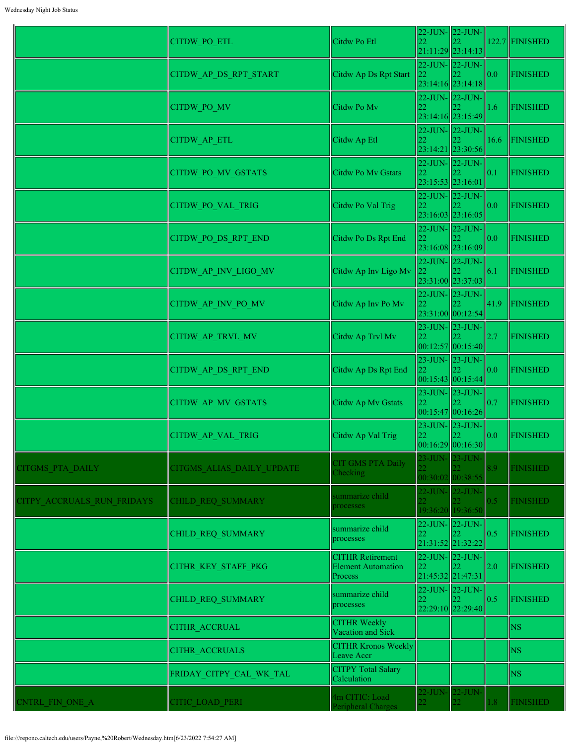| | | | | | | |
|---|---|---|---|---|---|---|
| | CITDW_PO_ETL | Citdw Po Etl | 22-JUN-22 21:11:29 | 22-JUN-22 23:14:13 | 122.7 | FINISHED |
| | CITDW_AP_DS_RPT_START | Citdw Ap Ds Rpt Start | 22-JUN-22 23:14:16 | 22-JUN-22 23:14:18 | 0.0 | FINISHED |
| | CITDW_PO_MV | Citdw Po Mv | 22-JUN-22 23:14:16 | 22-JUN-22 23:15:49 | 1.6 | FINISHED |
| | CITDW_AP_ETL | Citdw Ap Etl | 22-JUN-22 23:14:21 | 22-JUN-22 23:30:56 | 16.6 | FINISHED |
| | CITDW_PO_MV_GSTATS | Citdw Po Mv Gstats | 22-JUN-22 23:15:53 | 22-JUN-22 23:16:01 | 0.1 | FINISHED |
| | CITDW_PO_VAL_TRIG | Citdw Po Val Trig | 22-JUN-22 23:16:03 | 22-JUN-22 23:16:05 | 0.0 | FINISHED |
| | CITDW_PO_DS_RPT_END | Citdw Po Ds Rpt End | 22-JUN-22 23:16:08 | 22-JUN-22 23:16:09 | 0.0 | FINISHED |
| | CITDW_AP_INV_LIGO_MV | Citdw Ap Inv Ligo Mv | 22-JUN-22 23:31:00 | 22-JUN-22 23:37:03 | 6.1 | FINISHED |
| | CITDW_AP_INV_PO_MV | Citdw Ap Inv Po Mv | 22-JUN-22 23:31:00 | 23-JUN-22 00:12:54 | 41.9 | FINISHED |
| | CITDW_AP_TRVL_MV | Citdw Ap Trvl Mv | 23-JUN-22 00:12:57 | 23-JUN-22 00:15:40 | 2.7 | FINISHED |
| | CITDW_AP_DS_RPT_END | Citdw Ap Ds Rpt End | 23-JUN-22 00:15:43 | 23-JUN-22 00:15:44 | 0.0 | FINISHED |
| | CITDW_AP_MV_GSTATS | Citdw Ap Mv Gstats | 23-JUN-22 00:15:47 | 23-JUN-22 00:16:26 | 0.7 | FINISHED |
| | CITDW_AP_VAL_TRIG | Citdw Ap Val Trig | 23-JUN-22 00:16:29 | 23-JUN-22 00:16:30 | 0.0 | FINISHED |
| CITGMS_PTA_DAILY | CITGMS_ALIAS_DAILY_UPDATE | CIT GMS PTA Daily Checking | 23-JUN-22 00:30:02 | 23-JUN-22 00:38:55 | 8.9 | FINISHED |
| CITPY_ACCRUALS_RUN_FRIDAYS | CHILD_REQ_SUMMARY | summarize child processes | 22-JUN-22 19:36:20 | 22-JUN-22 19:36:50 | 0.5 | FINISHED |
| | CHILD_REQ_SUMMARY | summarize child processes | 22-JUN-22 21:31:52 | 22-JUN-22 21:32:22 | 0.5 | FINISHED |
| | CITHR_KEY_STAFF_PKG | CITHR Retirement Element Automation Process | 22-JUN-22 21:45:32 | 22-JUN-22 21:47:31 | 2.0 | FINISHED |
| | CHILD_REQ_SUMMARY | summarize child processes | 22-JUN-22 22:29:10 | 22-JUN-22 22:29:40 | 0.5 | FINISHED |
| | CITHR_ACCRUAL | CITHR Weekly Vacation and Sick | | | | NS |
| | CITHR_ACCRUALS | CITHR Kronos Weekly Leave Accr | | | | NS |
| | FRIDAY_CITPY_CAL_WK_TAL | CITPY Total Salary Calculation | | | | NS |
| CNTRL_FIN_ONE_A | CITIC_LOAD_PERI | 4m CITIC: Load Peripheral Charges | 22-JUN-22 | 22-JUN-22 | 1.8 | FINISHED |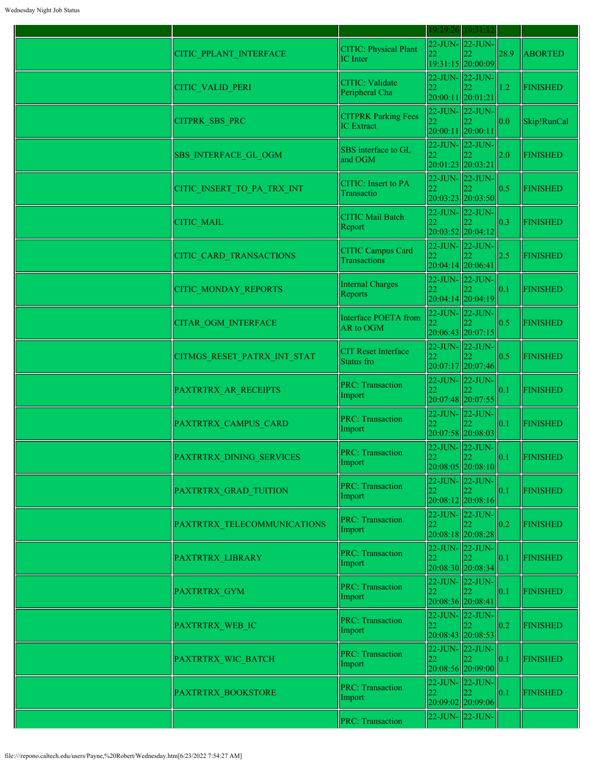| | | | 19:29:26 | 19:31:12 | | |
|---|---|---|---|---|---|---|
| | CITIC_PPLANT_INTERFACE | CITIC: Physical Plant IC Inter | 22-JUN-22 19:31:15 | 22-JUN-22 20:00:09 | 28.9 | ABORTED |
| | CITIC_VALID_PERI | CITIC: Validate Peripheral Cha | 22-JUN-22 20:00:11 | 22-JUN-22 20:01:21 | 1.2 | FINISHED |
| | CITPRK_SBS_PRC | CITPRK Parking Fees IC Extract | 22-JUN-22 20:00:11 | 22-JUN-22 20:00:11 | 0.0 | Skip!RunCal |
| | SBS_INTERFACE_GL_OGM | SBS interface to GL and OGM | 22-JUN-22 20:01:23 | 22-JUN-22 20:03:21 | 2.0 | FINISHED |
| | CITIC_INSERT_TO_PA_TRX_INT | CITIC: Insert to PA Transactio | 22-JUN-22 20:03:23 | 22-JUN-22 20:03:50 | 0.5 | FINISHED |
| | CITIC_MAIL | CITIC Mail Batch Report | 22-JUN-22 20:03:52 | 22-JUN-22 20:04:12 | 0.3 | FINISHED |
| | CITIC_CARD_TRANSACTIONS | CITIC Campus Card Transactions | 22-JUN-22 20:04:14 | 22-JUN-22 20:06:41 | 2.5 | FINISHED |
| | CITIC_MONDAY_REPORTS | Internal Charges Reports | 22-JUN-22 20:04:14 | 22-JUN-22 20:04:19 | 0.1 | FINISHED |
| | CITAR_OGM_INTERFACE | Interface POETA from AR to OGM | 22-JUN-22 20:06:43 | 22-JUN-22 20:07:15 | 0.5 | FINISHED |
| | CITMGS_RESET_PATRX_INT_STAT | CIT Reset Interface Status fro | 22-JUN-22 20:07:17 | 22-JUN-22 20:07:46 | 0.5 | FINISHED |
| | PAXTRTRX_AR_RECEIPTS | PRC: Transaction Import | 22-JUN-22 20:07:48 | 22-JUN-22 20:07:55 | 0.1 | FINISHED |
| | PAXTRTRX_CAMPUS_CARD | PRC: Transaction Import | 22-JUN-22 20:07:58 | 22-JUN-22 20:08:03 | 0.1 | FINISHED |
| | PAXTRTRX_DINING_SERVICES | PRC: Transaction Import | 22-JUN-22 20:08:05 | 22-JUN-22 20:08:10 | 0.1 | FINISHED |
| | PAXTRTRX_GRAD_TUITION | PRC: Transaction Import | 22-JUN-22 20:08:12 | 22-JUN-22 20:08:16 | 0.1 | FINISHED |
| | PAXTRTRX_TELECOMMUNICATIONS | PRC: Transaction Import | 22-JUN-22 20:08:18 | 22-JUN-22 20:08:28 | 0.2 | FINISHED |
| | PAXTRTRX_LIBRARY | PRC: Transaction Import | 22-JUN-22 20:08:30 | 22-JUN-22 20:08:34 | 0.1 | FINISHED |
| | PAXTRTRX_GYM | PRC: Transaction Import | 22-JUN-22 20:08:36 | 22-JUN-22 20:08:41 | 0.1 | FINISHED |
| | PAXTRTRX_WEB_IC | PRC: Transaction Import | 22-JUN-22 20:08:43 | 22-JUN-22 20:08:53 | 0.2 | FINISHED |
| | PAXTRTRX_WIC_BATCH | PRC: Transaction Import | 22-JUN-22 20:08:56 | 22-JUN-22 20:09:00 | 0.1 | FINISHED |
| | PAXTRTRX_BOOKSTORE | PRC: Transaction Import | 22-JUN-22 20:09:02 | 22-JUN-22 20:09:06 | 0.1 | FINISHED |
| | | PRC: Transaction | 22-JUN- | 22-JUN- | | |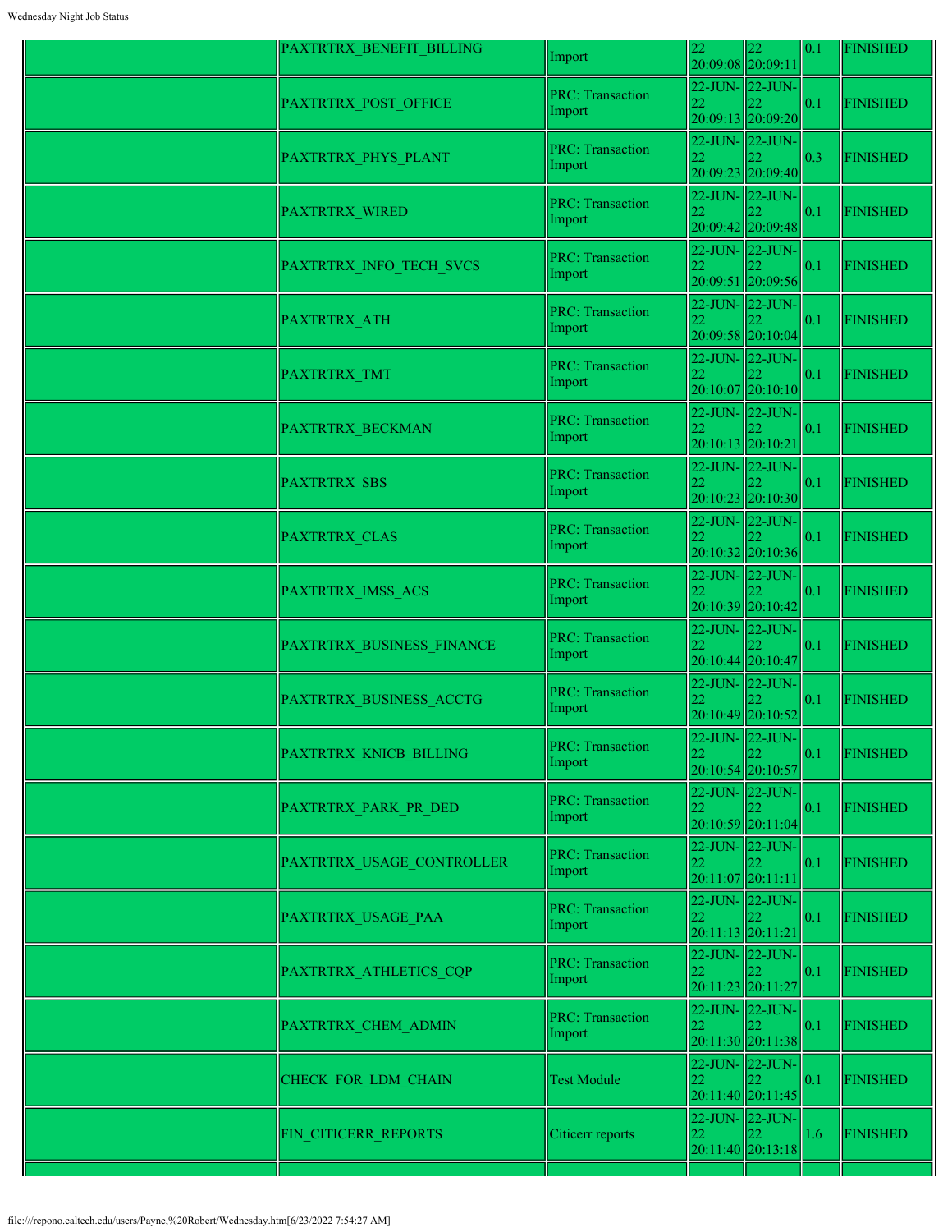|  |  |  |  |  |  |
|---|---|---|---|---|---|
|  | PAXTRTRX_BENEFIT_BILLING | Import | 22 20:09:08 | 22 20:09:11 | 0.1 | FINISHED |
|  | PAXTRTRX_POST_OFFICE | PRC: Transaction Import | 22-JUN-22 20:09:13 | 22-JUN-22 20:09:20 | 0.1 | FINISHED |
|  | PAXTRTRX_PHYS_PLANT | PRC: Transaction Import | 22-JUN-22 20:09:23 | 22-JUN-22 20:09:40 | 0.3 | FINISHED |
|  | PAXTRTRX_WIRED | PRC: Transaction Import | 22-JUN-22 20:09:42 | 22-JUN-22 20:09:48 | 0.1 | FINISHED |
|  | PAXTRTRX_INFO_TECH_SVCS | PRC: Transaction Import | 22-JUN-22 20:09:51 | 22-JUN-22 20:09:56 | 0.1 | FINISHED |
|  | PAXTRTRX_ATH | PRC: Transaction Import | 22-JUN-22 20:09:58 | 22-JUN-22 20:10:04 | 0.1 | FINISHED |
|  | PAXTRTRX_TMT | PRC: Transaction Import | 22-JUN-22 20:10:07 | 22-JUN-22 20:10:10 | 0.1 | FINISHED |
|  | PAXTRTRX_BECKMAN | PRC: Transaction Import | 22-JUN-22 20:10:13 | 22-JUN-22 20:10:21 | 0.1 | FINISHED |
|  | PAXTRTRX_SBS | PRC: Transaction Import | 22-JUN-22 20:10:23 | 22-JUN-22 20:10:30 | 0.1 | FINISHED |
|  | PAXTRTRX_CLAS | PRC: Transaction Import | 22-JUN-22 20:10:32 | 22-JUN-22 20:10:36 | 0.1 | FINISHED |
|  | PAXTRTRX_IMSS_ACS | PRC: Transaction Import | 22-JUN-22 20:10:39 | 22-JUN-22 20:10:42 | 0.1 | FINISHED |
|  | PAXTRTRX_BUSINESS_FINANCE | PRC: Transaction Import | 22-JUN-22 20:10:44 | 22-JUN-22 20:10:47 | 0.1 | FINISHED |
|  | PAXTRTRX_BUSINESS_ACCTG | PRC: Transaction Import | 22-JUN-22 20:10:49 | 22-JUN-22 20:10:52 | 0.1 | FINISHED |
|  | PAXTRTRX_KNICB_BILLING | PRC: Transaction Import | 22-JUN-22 20:10:54 | 22-JUN-22 20:10:57 | 0.1 | FINISHED |
|  | PAXTRTRX_PARK_PR_DED | PRC: Transaction Import | 22-JUN-22 20:10:59 | 22-JUN-22 20:11:04 | 0.1 | FINISHED |
|  | PAXTRTRX_USAGE_CONTROLLER | PRC: Transaction Import | 22-JUN-22 20:11:07 | 22-JUN-22 20:11:11 | 0.1 | FINISHED |
|  | PAXTRTRX_USAGE_PAA | PRC: Transaction Import | 22-JUN-22 20:11:13 | 22-JUN-22 20:11:21 | 0.1 | FINISHED |
|  | PAXTRTRX_ATHLETICS_CQP | PRC: Transaction Import | 22-JUN-22 20:11:23 | 22-JUN-22 20:11:27 | 0.1 | FINISHED |
|  | PAXTRTRX_CHEM_ADMIN | PRC: Transaction Import | 22-JUN-22 20:11:30 | 22-JUN-22 20:11:38 | 0.1 | FINISHED |
|  | CHECK_FOR_LDM_CHAIN | Test Module | 22-JUN-22 20:11:40 | 22-JUN-22 20:11:45 | 0.1 | FINISHED |
|  | FIN_CITICERR_REPORTS | Citicerr reports | 22-JUN-22 20:11:40 | 22-JUN-22 20:13:18 | 1.6 | FINISHED |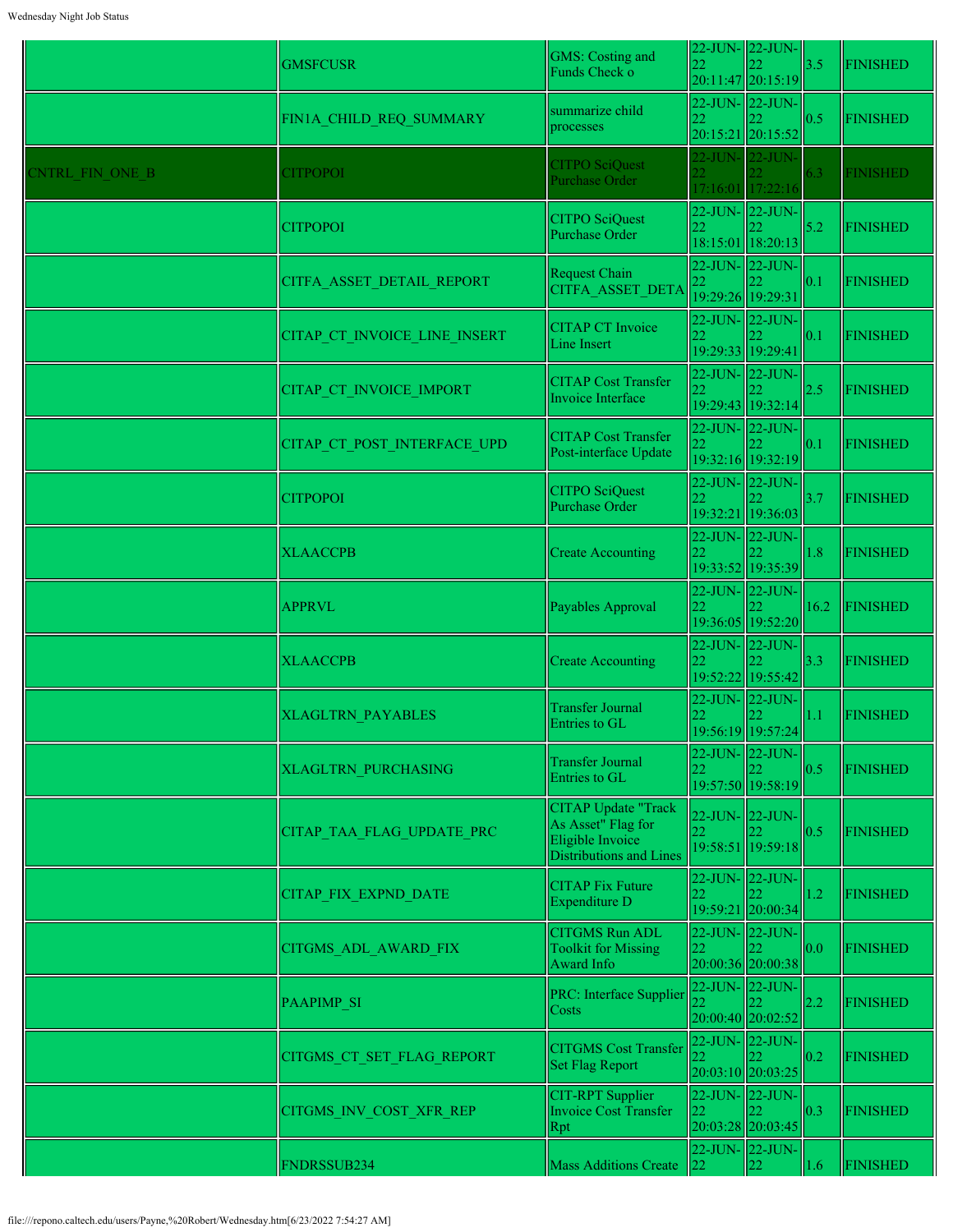|  |  |  |  |  |  |  |
|---|---|---|---|---|---|---|
|  | GMSFCUSR | GMS: Costing and Funds Check o | 22-JUN-22 20:11:47 | 22-JUN-22 20:15:19 | 3.5 | FINISHED |
|  | FIN1A_CHILD_REQ_SUMMARY | summarize child processes | 22-JUN-22 20:15:21 | 22-JUN-22 20:15:52 | 0.5 | FINISHED |
| CNTRL_FIN_ONE_B | CITPOPOI | CITPO SciQuest Purchase Order | 22-JUN-22 17:16:01 | 22-JUN-22 17:22:16 | 6.3 | FINISHED |
|  | CITPOPOI | CITPO SciQuest Purchase Order | 22-JUN-22 18:15:01 | 22-JUN-22 18:20:13 | 5.2 | FINISHED |
|  | CITFA_ASSET_DETAIL_REPORT | Request Chain CITFA_ASSET_DETA | 22-JUN-22 19:29:26 | 22-JUN-22 19:29:31 | 0.1 | FINISHED |
|  | CITAP_CT_INVOICE_LINE_INSERT | CITAP CT Invoice Line Insert | 22-JUN-22 19:29:33 | 22-JUN-22 19:29:41 | 0.1 | FINISHED |
|  | CITAP_CT_INVOICE_IMPORT | CITAP Cost Transfer Invoice Interface | 22-JUN-22 19:29:43 | 22-JUN-22 19:32:14 | 2.5 | FINISHED |
|  | CITAP_CT_POST_INTERFACE_UPD | CITAP Cost Transfer Post-interface Update | 22-JUN-22 19:32:16 | 22-JUN-22 19:32:19 | 0.1 | FINISHED |
|  | CITPOPOI | CITPO SciQuest Purchase Order | 22-JUN-22 19:32:21 | 22-JUN-22 19:36:03 | 3.7 | FINISHED |
|  | XLAACCPB | Create Accounting | 22-JUN-22 19:33:52 | 22-JUN-22 19:35:39 | 1.8 | FINISHED |
|  | APPRVL | Payables Approval | 22-JUN-22 19:36:05 | 22-JUN-22 19:52:20 | 16.2 | FINISHED |
|  | XLAACCPB | Create Accounting | 22-JUN-22 19:52:22 | 22-JUN-22 19:55:42 | 3.3 | FINISHED |
|  | XLAGLTRN_PAYABLES | Transfer Journal Entries to GL | 22-JUN-22 19:56:19 | 22-JUN-22 19:57:24 | 1.1 | FINISHED |
|  | XLAGLTRN_PURCHASING | Transfer Journal Entries to GL | 22-JUN-22 19:57:50 | 22-JUN-22 19:58:19 | 0.5 | FINISHED |
|  | CITAP_TAA_FLAG_UPDATE_PRC | CITAP Update "Track As Asset" Flag for Eligible Invoice Distributions and Lines | 22-JUN-22 19:58:51 | 22-JUN-22 19:59:18 | 0.5 | FINISHED |
|  | CITAP_FIX_EXPND_DATE | CITAP Fix Future Expenditure D | 22-JUN-22 19:59:21 | 22-JUN-22 20:00:34 | 1.2 | FINISHED |
|  | CITGMS_ADL_AWARD_FIX | CITGMS Run ADL Toolkit for Missing Award Info | 22-JUN-22 20:00:36 | 22-JUN-22 20:00:38 | 0.0 | FINISHED |
|  | PAAPIMP_SI | PRC: Interface Supplier Costs | 22-JUN-22 20:00:40 | 22-JUN-22 20:02:52 | 2.2 | FINISHED |
|  | CITGMS_CT_SET_FLAG_REPORT | CITGMS Cost Transfer Set Flag Report | 22-JUN-22 20:03:10 | 22-JUN-22 20:03:25 | 0.2 | FINISHED |
|  | CITGMS_INV_COST_XFR_REP | CIT-RPT Supplier Invoice Cost Transfer Rpt | 22-JUN-22 20:03:28 | 22-JUN-22 20:03:45 | 0.3 | FINISHED |
|  | FNDRSSUB234 | Mass Additions Create | 22-JUN-22 | 22-JUN-22 | 1.6 | FINISHED |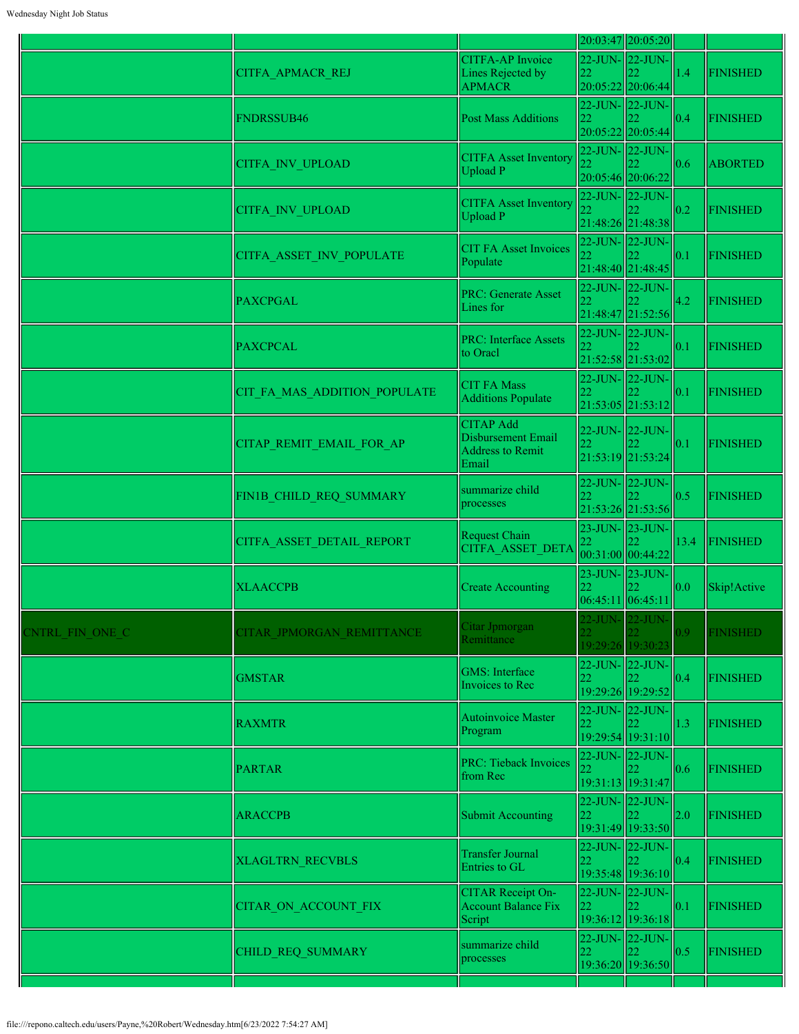| | | | | | | |
|---|---|---|---|---|---|---|
| | | | 20:03:47 | 20:05:20 | | |
| | CITFA_APMACR_REJ | CITFA-AP Invoice Lines Rejected by APMACR | 22-JUN-22 20:05:22 | 22-JUN-22 20:06:44 | 1.4 | FINISHED |
| | FNDRSSUB46 | Post Mass Additions | 22-JUN-22 20:05:22 | 22-JUN-22 20:05:44 | 0.4 | FINISHED |
| | CITFA_INV_UPLOAD | CITFA Asset Inventory Upload P | 22-JUN-22 20:05:46 | 22-JUN-22 20:06:22 | 0.6 | ABORTED |
| | CITFA_INV_UPLOAD | CITFA Asset Inventory Upload P | 22-JUN-22 21:48:26 | 22-JUN-22 21:48:38 | 0.2 | FINISHED |
| | CITFA_ASSET_INV_POPULATE | CIT FA Asset Invoices Populate | 22-JUN-22 21:48:40 | 22-JUN-22 21:48:45 | 0.1 | FINISHED |
| | PAXCPGAL | PRC: Generate Asset Lines for | 22-JUN-22 21:48:47 | 22-JUN-22 21:52:56 | 4.2 | FINISHED |
| | PAXCPCAL | PRC: Interface Assets to Oracl | 22-JUN-22 21:52:58 | 22-JUN-22 21:53:02 | 0.1 | FINISHED |
| | CIT_FA_MAS_ADDITION_POPULATE | CIT FA Mass Additions Populate | 22-JUN-22 21:53:05 | 22-JUN-22 21:53:12 | 0.1 | FINISHED |
| | CITAP_REMIT_EMAIL_FOR_AP | CITAP Add Disbursement Email Address to Remit Email | 22-JUN-22 21:53:19 | 22-JUN-22 21:53:24 | 0.1 | FINISHED |
| | FIN1B_CHILD_REQ_SUMMARY | summarize child processes | 22-JUN-22 21:53:26 | 22-JUN-22 21:53:56 | 0.5 | FINISHED |
| | CITFA_ASSET_DETAIL_REPORT | Request Chain CITFA_ASSET_DETA | 23-JUN-22 00:31:00 | 23-JUN-22 00:44:22 | 13.4 | FINISHED |
| | XLAACCPB | Create Accounting | 23-JUN-22 06:45:11 | 23-JUN-22 06:45:11 | 0.0 | Skip!Active |
| CNTRL_FIN_ONE_C | CITAR_JPMORGAN_REMITTANCE | Citar Jpmorgan Remittance | 22-JUN-22 19:29:26 | 22-JUN-22 19:30:23 | 0.9 | FINISHED |
| | GMSTAR | GMS: Interface Invoices to Rec | 22-JUN-22 19:29:26 | 22-JUN-22 19:29:52 | 0.4 | FINISHED |
| | RAXMTR | Autoinvoice Master Program | 22-JUN-22 19:29:54 | 22-JUN-22 19:31:10 | 1.3 | FINISHED |
| | PARTAR | PRC: Tieback Invoices from Rec | 22-JUN-22 19:31:13 | 22-JUN-22 19:31:47 | 0.6 | FINISHED |
| | ARACCPB | Submit Accounting | 22-JUN-22 19:31:49 | 22-JUN-22 19:33:50 | 2.0 | FINISHED |
| | XLAGLTRN_RECVBLS | Transfer Journal Entries to GL | 22-JUN-22 19:35:48 | 22-JUN-22 19:36:10 | 0.4 | FINISHED |
| | CITAR_ON_ACCOUNT_FIX | CITAR Receipt On-Account Balance Fix Script | 22-JUN-22 19:36:12 | 22-JUN-22 19:36:18 | 0.1 | FINISHED |
| | CHILD_REQ_SUMMARY | summarize child processes | 22-JUN-22 19:36:20 | 22-JUN-22 19:36:50 | 0.5 | FINISHED |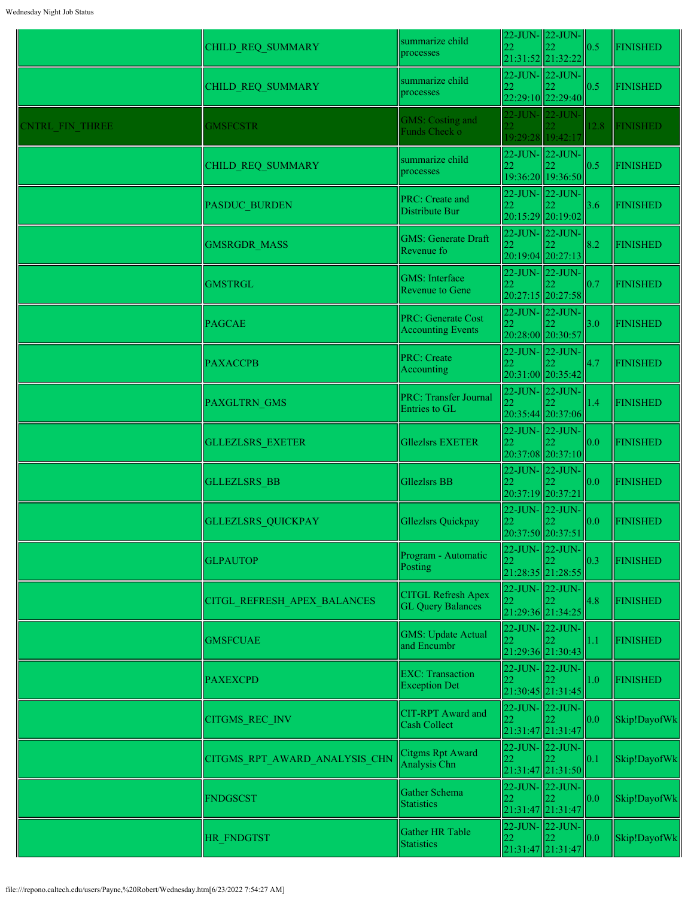| | | | | | | |
|---|---|---|---|---|---|---|
| | CHILD_REQ_SUMMARY | summarize child processes | 22-JUN-22 21:31:52 | 22-JUN-22 21:32:22 | 0.5 | FINISHED |
| | CHILD_REQ_SUMMARY | summarize child processes | 22-JUN-22 22:29:10 | 22-JUN-22 22:29:40 | 0.5 | FINISHED |
| CNTRL_FIN_THREE | GMSFCSTR | GMS: Costing and Funds Check o | 22-JUN-22 19:29:28 | 22-JUN-22 19:42:17 | 12.8 | FINISHED |
| | CHILD_REQ_SUMMARY | summarize child processes | 22-JUN-22 19:36:20 | 22-JUN-22 19:36:50 | 0.5 | FINISHED |
| | PASDUC_BURDEN | PRC: Create and Distribute Bur | 22-JUN-22 20:15:29 | 22-JUN-22 20:19:02 | 3.6 | FINISHED |
| | GMSRGDR_MASS | GMS: Generate Draft Revenue fo | 22-JUN-22 20:19:04 | 22-JUN-22 20:27:13 | 8.2 | FINISHED |
| | GMSTRGL | GMS: Interface Revenue to Gene | 22-JUN-22 20:27:15 | 22-JUN-22 20:27:58 | 0.7 | FINISHED |
| | PAGCAE | PRC: Generate Cost Accounting Events | 22-JUN-22 20:28:00 | 22-JUN-22 20:30:57 | 3.0 | FINISHED |
| | PAXACCPB | PRC: Create Accounting | 22-JUN-22 20:31:00 | 22-JUN-22 20:35:42 | 4.7 | FINISHED |
| | PAXGLTRN_GMS | PRC: Transfer Journal Entries to GL | 22-JUN-22 20:35:44 | 22-JUN-22 20:37:06 | 1.4 | FINISHED |
| | GLLEZLSRS_EXETER | Gllezlsrs EXETER | 22-JUN-22 20:37:08 | 22-JUN-22 20:37:10 | 0.0 | FINISHED |
| | GLLEZLSRS_BB | Gllezlsrs BB | 22-JUN-22 20:37:19 | 22-JUN-22 20:37:21 | 0.0 | FINISHED |
| | GLLEZLSRS_QUICKPAY | Gllezlsrs Quickpay | 22-JUN-22 20:37:50 | 22-JUN-22 20:37:51 | 0.0 | FINISHED |
| | GLPAUTOP | Program - Automatic Posting | 22-JUN-22 21:28:35 | 22-JUN-22 21:28:55 | 0.3 | FINISHED |
| | CITGL_REFRESH_APEX_BALANCES | CITGL Refresh Apex GL Query Balances | 22-JUN-22 21:29:36 | 22-JUN-22 21:34:25 | 4.8 | FINISHED |
| | GMSFCUAE | GMS: Update Actual and Encumbr | 22-JUN-22 21:29:36 | 22-JUN-22 21:30:43 | 1.1 | FINISHED |
| | PAXEXCPD | EXC: Transaction Exception Det | 22-JUN-22 21:30:45 | 22-JUN-22 21:31:45 | 1.0 | FINISHED |
| | CITGMS_REC_INV | CIT-RPT Award and Cash Collect | 22-JUN-22 21:31:47 | 22-JUN-22 21:31:47 | 0.0 | Skip!DayofWk |
| | CITGMS_RPT_AWARD_ANALYSIS_CHN | Citgms Rpt Award Analysis Chn | 22-JUN-22 21:31:47 | 22-JUN-22 21:31:50 | 0.1 | Skip!DayofWk |
| | FNDGSCST | Gather Schema Statistics | 22-JUN-22 21:31:47 | 22-JUN-22 21:31:47 | 0.0 | Skip!DayofWk |
| | HR_FNDGTST | Gather HR Table Statistics | 22-JUN-22 21:31:47 | 22-JUN-22 21:31:47 | 0.0 | Skip!DayofWk |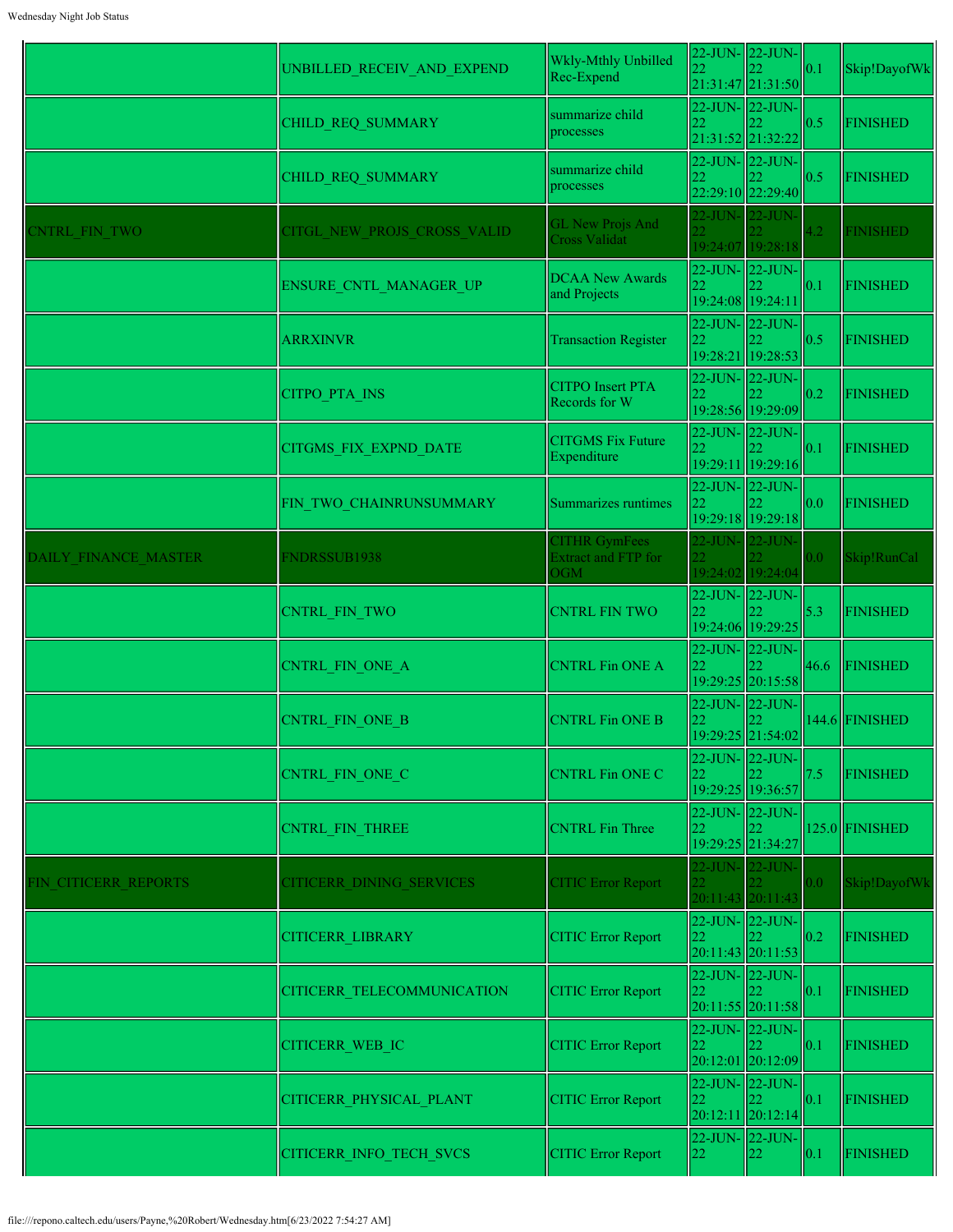| | | | | | | |
|---|---|---|---|---|---|---|
| | UNBILLED_RECEIV_AND_EXPEND | Wkly-Mthly Unbilled Rec-Expend | 22-JUN-22 21:31:47 | 22-JUN-22 21:31:50 | 0.1 | Skip!DayofWk |
| | CHILD_REQ_SUMMARY | summarize child processes | 22-JUN-22 21:31:52 | 22-JUN-22 21:32:22 | 0.5 | FINISHED |
| | CHILD_REQ_SUMMARY | summarize child processes | 22-JUN-22 22:29:10 | 22-JUN-22 22:29:40 | 0.5 | FINISHED |
| CNTRL_FIN_TWO | CITGL_NEW_PROJS_CROSS_VALID | GL New Projs And Cross Validat | 22-JUN-22 19:24:07 | 22-JUN-22 19:28:18 | 4.2 | FINISHED |
| | ENSURE_CNTL_MANAGER_UP | DCAA New Awards and Projects | 22-JUN-22 19:24:08 | 22-JUN-22 19:24:11 | 0.1 | FINISHED |
| | ARRXINVR | Transaction Register | 22-JUN-22 19:28:21 | 22-JUN-22 19:28:53 | 0.5 | FINISHED |
| | CITPO_PTA_INS | CITPO Insert PTA Records for W | 22-JUN-22 19:28:56 | 22-JUN-22 19:29:09 | 0.2 | FINISHED |
| | CITGMS_FIX_EXPND_DATE | CITGMS Fix Future Expenditure | 22-JUN-22 19:29:11 | 22-JUN-22 19:29:16 | 0.1 | FINISHED |
| | FIN_TWO_CHAINRUNSUMMARY | Summarizes runtimes | 22-JUN-22 19:29:18 | 22-JUN-22 19:29:18 | 0.0 | FINISHED |
| DAILY_FINANCE_MASTER | FNDRSSUB1938 | CITHR GymFees Extract and FTP for OGM | 22-JUN-22 19:24:02 | 22-JUN-22 19:24:04 | 0.0 | Skip!RunCal |
| | CNTRL_FIN_TWO | CNTRL FIN TWO | 22-JUN-22 19:24:06 | 22-JUN-22 19:29:25 | 5.3 | FINISHED |
| | CNTRL_FIN_ONE_A | CNTRL Fin ONE A | 22-JUN-22 19:29:25 | 22-JUN-22 20:15:58 | 46.6 | FINISHED |
| | CNTRL_FIN_ONE_B | CNTRL Fin ONE B | 22-JUN-22 19:29:25 | 22-JUN-22 21:54:02 | 144.6 | FINISHED |
| | CNTRL_FIN_ONE_C | CNTRL Fin ONE C | 22-JUN-22 19:29:25 | 22-JUN-22 19:36:57 | 7.5 | FINISHED |
| | CNTRL_FIN_THREE | CNTRL Fin Three | 22-JUN-22 19:29:25 | 22-JUN-22 21:34:27 | 125.0 | FINISHED |
| FIN_CITICERR_REPORTS | CITICERR_DINING_SERVICES | CITIC Error Report | 22-JUN-22 20:11:43 | 22-JUN-22 20:11:43 | 0.0 | Skip!DayofWk |
| | CITICERR_LIBRARY | CITIC Error Report | 22-JUN-22 20:11:43 | 22-JUN-22 20:11:53 | 0.2 | FINISHED |
| | CITICERR_TELECOMMUNICATION | CITIC Error Report | 22-JUN-22 20:11:55 | 22-JUN-22 20:11:58 | 0.1 | FINISHED |
| | CITICERR_WEB_IC | CITIC Error Report | 22-JUN-22 20:12:01 | 22-JUN-22 20:12:09 | 0.1 | FINISHED |
| | CITICERR_PHYSICAL_PLANT | CITIC Error Report | 22-JUN-22 20:12:11 | 22-JUN-22 20:12:14 | 0.1 | FINISHED |
| | CITICERR_INFO_TECH_SVCS | CITIC Error Report | 22-JUN-22 | 22-JUN-22 | 0.1 | FINISHED |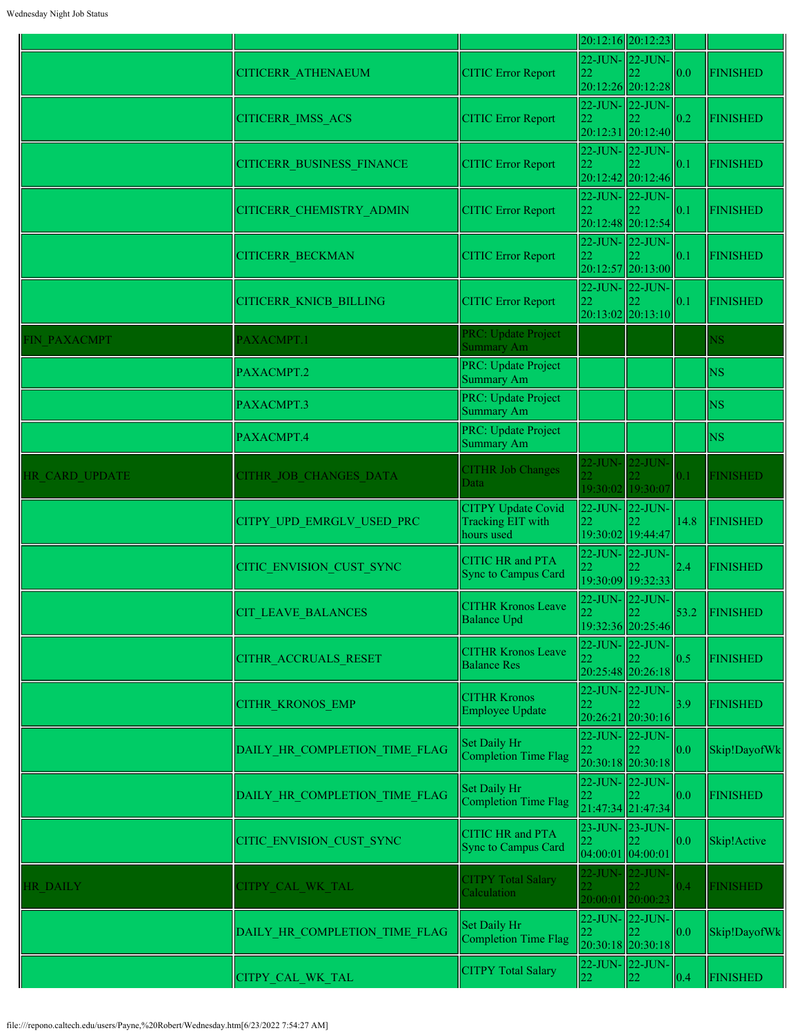| | | | | | | |
|---|---|---|---|---|---|---|
| | | | 20:12:16 | 20:12:23 | | |
| | CITICERR_ATHENAEUM | CITIC Error Report | 22-JUN-22 20:12:26 | 22-JUN-22 20:12:28 | 0.0 | FINISHED |
| | CITICERR_IMSS_ACS | CITIC Error Report | 22-JUN-22 20:12:31 | 22-JUN-22 20:12:40 | 0.2 | FINISHED |
| | CITICERR_BUSINESS_FINANCE | CITIC Error Report | 22-JUN-22 20:12:42 | 22-JUN-22 20:12:46 | 0.1 | FINISHED |
| | CITICERR_CHEMISTRY_ADMIN | CITIC Error Report | 22-JUN-22 20:12:48 | 22-JUN-22 20:12:54 | 0.1 | FINISHED |
| | CITICERR_BECKMAN | CITIC Error Report | 22-JUN-22 20:12:57 | 22-JUN-22 20:13:00 | 0.1 | FINISHED |
| | CITICERR_KNICB_BILLING | CITIC Error Report | 22-JUN-22 20:13:02 | 22-JUN-22 20:13:10 | 0.1 | FINISHED |
| FIN_PAXACMPT | PAXACMPT.1 | PRC: Update Project Summary Am | | | | NS |
| | PAXACMPT.2 | PRC: Update Project Summary Am | | | | NS |
| | PAXACMPT.3 | PRC: Update Project Summary Am | | | | NS |
| | PAXACMPT.4 | PRC: Update Project Summary Am | | | | NS |
| HR_CARD_UPDATE | CITHR_JOB_CHANGES_DATA | CITHR Job Changes Data | 22-JUN-22 19:30:02 | 22-JUN-22 19:30:07 | 0.1 | FINISHED |
| | CITPY_UPD_EMRGLV_USED_PRC | CITPY Update Covid Tracking EIT with hours used | 22-JUN-22 19:30:02 | 22-JUN-22 19:44:47 | 14.8 | FINISHED |
| | CITIC_ENVISION_CUST_SYNC | CITIC HR and PTA Sync to Campus Card | 22-JUN-22 19:30:09 | 22-JUN-22 19:32:33 | 2.4 | FINISHED |
| | CIT_LEAVE_BALANCES | CITHR Kronos Leave Balance Upd | 22-JUN-22 19:32:36 | 22-JUN-22 20:25:46 | 53.2 | FINISHED |
| | CITHR_ACCRUALS_RESET | CITHR Kronos Leave Balance Res | 22-JUN-22 20:25:48 | 22-JUN-22 20:26:18 | 0.5 | FINISHED |
| | CITHR_KRONOS_EMP | CITHR Kronos Employee Update | 22-JUN-22 20:26:21 | 22-JUN-22 20:30:16 | 3.9 | FINISHED |
| | DAILY_HR_COMPLETION_TIME_FLAG | Set Daily Hr Completion Time Flag | 22-JUN-22 20:30:18 | 22-JUN-22 20:30:18 | 0.0 | Skip!DayofWk |
| | DAILY_HR_COMPLETION_TIME_FLAG | Set Daily Hr Completion Time Flag | 22-JUN-22 21:47:34 | 22-JUN-22 21:47:34 | 0.0 | FINISHED |
| | CITIC_ENVISION_CUST_SYNC | CITIC HR and PTA Sync to Campus Card | 23-JUN-22 04:00:01 | 23-JUN-22 04:00:01 | 0.0 | Skip!Active |
| HR_DAILY | CITPY_CAL_WK_TAL | CITPY Total Salary Calculation | 22-JUN-22 20:00:01 | 22-JUN-22 20:00:23 | 0.4 | FINISHED |
| | DAILY_HR_COMPLETION_TIME_FLAG | Set Daily Hr Completion Time Flag | 22-JUN-22 20:30:18 | 22-JUN-22 20:30:18 | 0.0 | Skip!DayofWk |
| | CITPY_CAL_WK_TAL | CITPY Total Salary | 22-JUN-22 | 22-JUN-22 | 0.4 | FINISHED |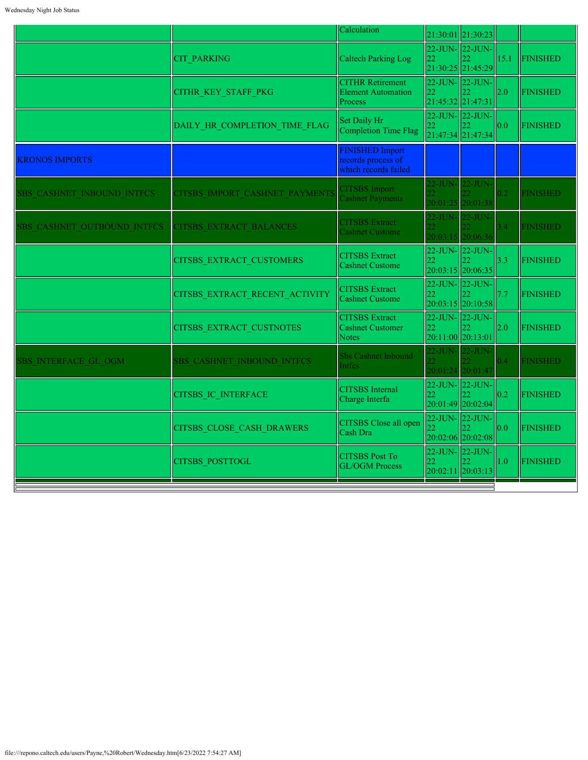| | | | | | | |
|---|---|---|---|---|---|---|
| | | Calculation | 21:30:01 | 21:30:23 | | |
| | CIT_PARKING | Caltech Parking Log | 22-JUN-22 21:30:25 | 22-JUN-22 21:45:29 | 15.1 | FINISHED |
| | CITHR_KEY_STAFF_PKG | CITHR Retirement Element Automation Process | 22-JUN-22 21:45:32 | 22-JUN-22 21:47:31 | 2.0 | FINISHED |
| | DAILY_HR_COMPLETION_TIME_FLAG | Set Daily Hr Completion Time Flag | 22-JUN-22 21:47:34 | 22-JUN-22 21:47:34 | 0.0 | FINISHED |
| KRONOS IMPORTS | | FINISHED Import records process of which records failed | | | | |
| SBS_CASHNET_INBOUND_INTFCS | CITSBS_IMPORT_CASHNET_PAYMENTS | CITSBS Import Cashnet Payments | 22-JUN-22 20:01:25 | 22-JUN-22 20:01:38 | 0.2 | FINISHED |
| SBS_CASHNET_OUTBOUND_INTFCS | CITSBS_EXTRACT_BALANCES | CITSBS Extract Cashnet Custome | 22-JUN-22 20:03:15 | 22-JUN-22 20:06:36 | 3.4 | FINISHED |
| | CITSBS_EXTRACT_CUSTOMERS | CITSBS Extract Cashnet Custome | 22-JUN-22 20:03:15 | 22-JUN-22 20:06:35 | 3.3 | FINISHED |
| | CITSBS_EXTRACT_RECENT_ACTIVITY | CITSBS Extract Cashnet Custome | 22-JUN-22 20:03:15 | 22-JUN-22 20:10:58 | 7.7 | FINISHED |
| | CITSBS_EXTRACT_CUSTNOTES | CITSBS Extract Cashnet Customer Notes | 22-JUN-22 20:11:00 | 22-JUN-22 20:13:01 | 2.0 | FINISHED |
| SBS_INTERFACE_GL_OGM | SBS_CASHNET_INBOUND_INTFCS | Sbs Cashnet Inbound Intfcs | 22-JUN-22 20:01:24 | 22-JUN-22 20:01:47 | 0.4 | FINISHED |
| | CITSBS_IC_INTERFACE | CITSBS Internal Charge Interfa | 22-JUN-22 20:01:49 | 22-JUN-22 20:02:04 | 0.2 | FINISHED |
| | CITSBS_CLOSE_CASH_DRAWERS | CITSBS Close all open Cash Dra | 22-JUN-22 20:02:06 | 22-JUN-22 20:02:08 | 0.0 | FINISHED |
| | CITSBS_POSTTOGL | CITSBS Post To GL/OGM Process | 22-JUN-22 20:02:11 | 22-JUN-22 20:03:13 | 1.0 | FINISHED |